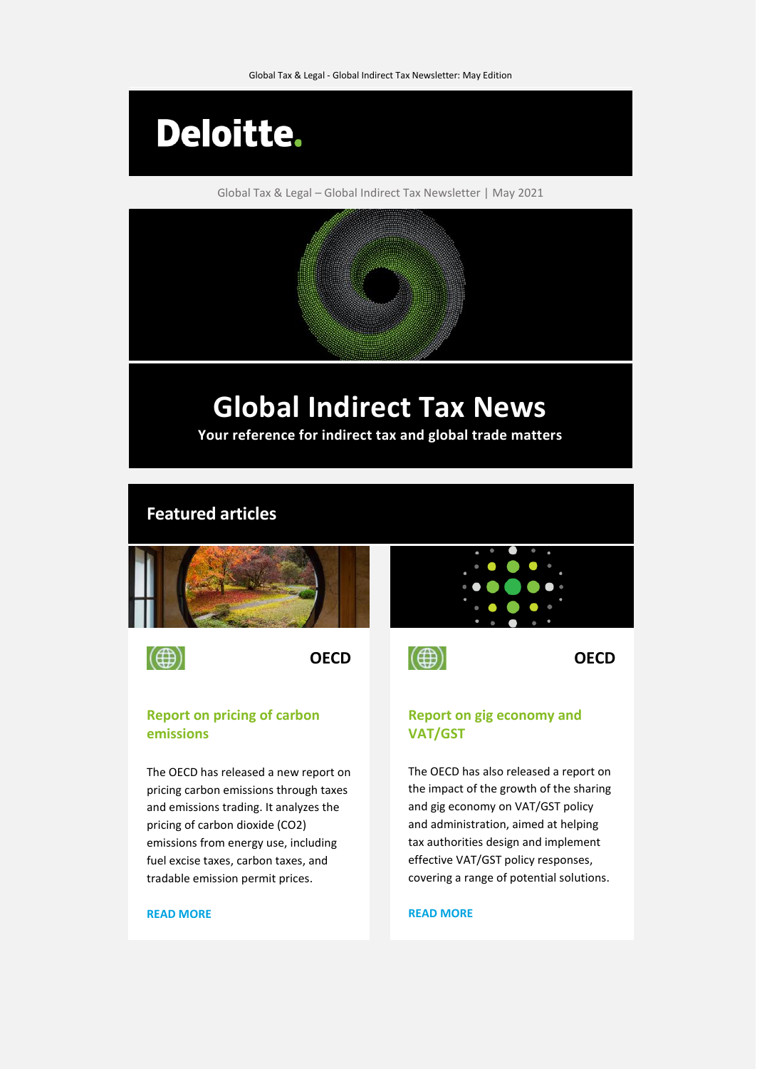Global Tax & Legal - Global Indirect Tax Newsletter: May Edition

Deloitte.

Global Tax & Legal – Global Indirect Tax Newsletter | May 2021

# Global Indirect Tax News

**Your reference for indirect tax and global trade matters**

## Featured articles

**OECD**

### Report on pricing of carbon emissions

The OECD has released a new report on pricing carbon emissions through taxes and emissions trading. It analyzes the pricing of carbon dioxide ($CO_2$) emissions from energy use, including fuel excise taxes, carbon taxes, and tradable emission permit prices.

**READ MORE**

**OECD**

### Report on gig economy and VAT/GST

The OECD has also released a report on the impact of the growth of the sharing and gig economy on VAT/GST policy and administration, aimed at helping tax authorities design and implement effective VAT/GST policy responses, covering a range of potential solutions.

**READ MORE**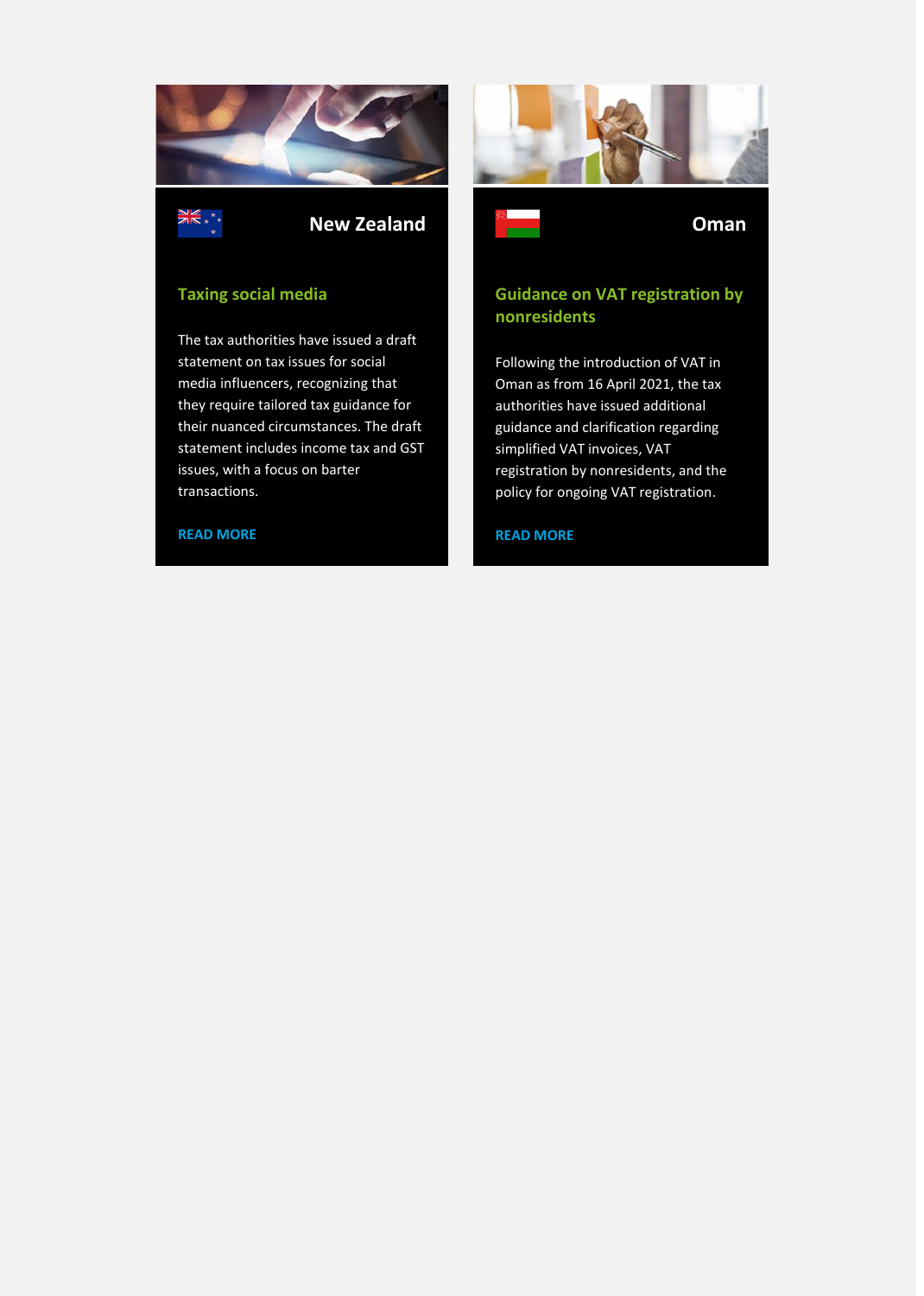## New Zealand

### Taxing social media

The tax authorities have issued a draft statement on tax issues for social media influencers, recognizing that they require tailored tax guidance for their nuanced circumstances. The draft statement includes income tax and GST issues, with a focus on barter transactions.

**READ MORE**

## Oman

### Guidance on VAT registration by nonresidents

Following the introduction of VAT in Oman as from 16 April 2021, the tax authorities have issued additional guidance and clarification regarding simplified VAT invoices, VAT registration by nonresidents, and the policy for ongoing VAT registration.

**READ MORE**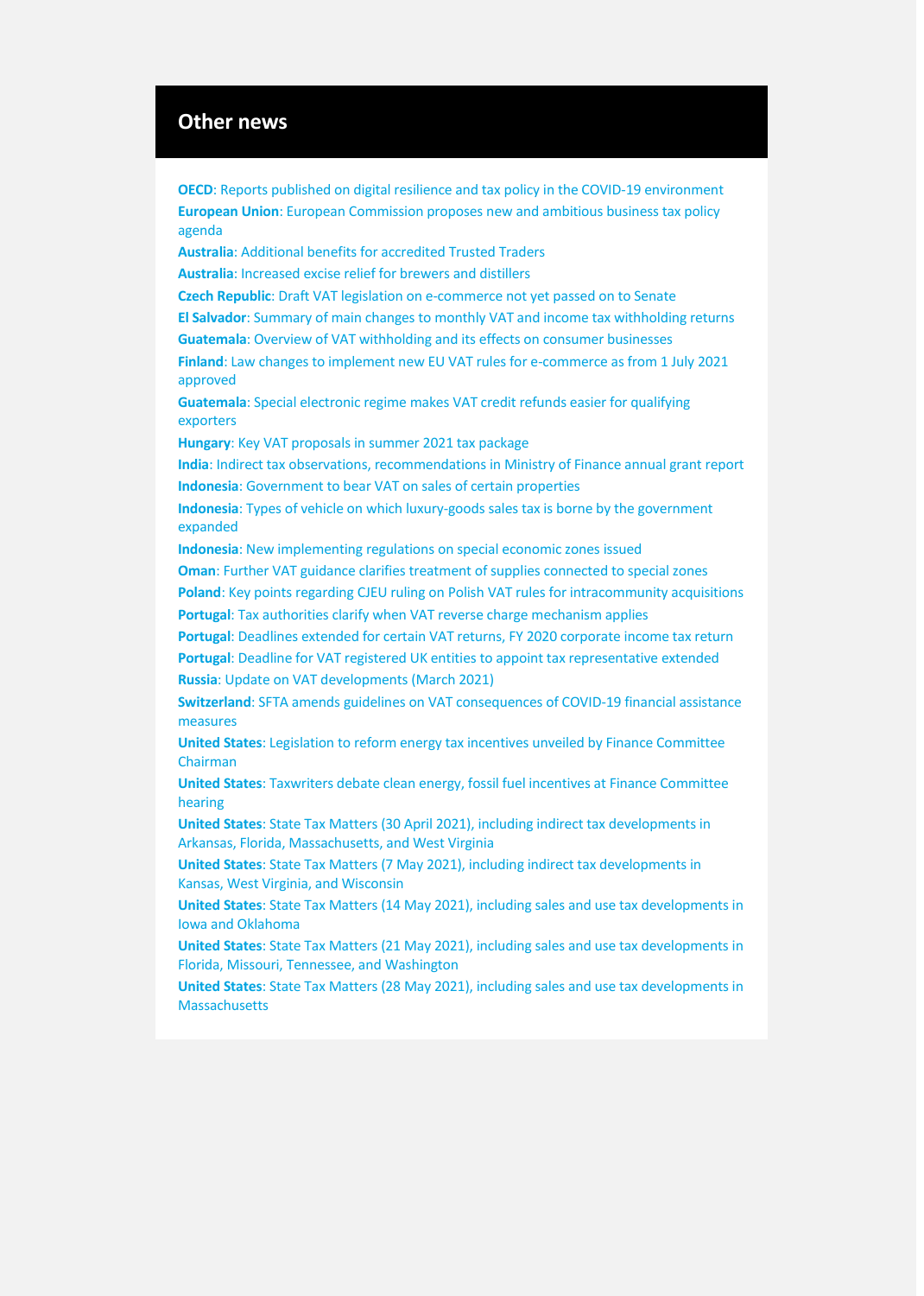## Other news

**OECD**: Reports published on digital resilience and tax policy in the COVID-19 environment
**European Union**: European Commission proposes new and ambitious business tax policy agenda
**Australia**: Additional benefits for accredited Trusted Traders
**Australia**: Increased excise relief for brewers and distillers
**Czech Republic**: Draft VAT legislation on e-commerce not yet passed on to Senate
**El Salvador**: Summary of main changes to monthly VAT and income tax withholding returns
**Guatemala**: Overview of VAT withholding and its effects on consumer businesses
**Finland**: Law changes to implement new EU VAT rules for e-commerce as from 1 July 2021 approved
**Guatemala**: Special electronic regime makes VAT credit refunds easier for qualifying exporters
**Hungary**: Key VAT proposals in summer 2021 tax package
**India**: Indirect tax observations, recommendations in Ministry of Finance annual grant report
**Indonesia**: Government to bear VAT on sales of certain properties
**Indonesia**: Types of vehicle on which luxury-goods sales tax is borne by the government expanded
**Indonesia**: New implementing regulations on special economic zones issued
**Oman**: Further VAT guidance clarifies treatment of supplies connected to special zones
**Poland**: Key points regarding CJEU ruling on Polish VAT rules for intracommunity acquisitions
**Portugal**: Tax authorities clarify when VAT reverse charge mechanism applies
**Portugal**: Deadlines extended for certain VAT returns, FY 2020 corporate income tax return
**Portugal**: Deadline for VAT registered UK entities to appoint tax representative extended
**Russia**: Update on VAT developments (March 2021)
**Switzerland**: SFTA amends guidelines on VAT consequences of COVID-19 financial assistance measures
**United States**: Legislation to reform energy tax incentives unveiled by Finance Committee Chairman
**United States**: Taxwriters debate clean energy, fossil fuel incentives at Finance Committee hearing
**United States**: State Tax Matters (30 April 2021), including indirect tax developments in Arkansas, Florida, Massachusetts, and West Virginia
**United States**: State Tax Matters (7 May 2021), including indirect tax developments in Kansas, West Virginia, and Wisconsin
**United States**: State Tax Matters (14 May 2021), including sales and use tax developments in Iowa and Oklahoma
**United States**: State Tax Matters (21 May 2021), including sales and use tax developments in Florida, Missouri, Tennessee, and Washington
**United States**: State Tax Matters (28 May 2021), including sales and use tax developments in Massachusetts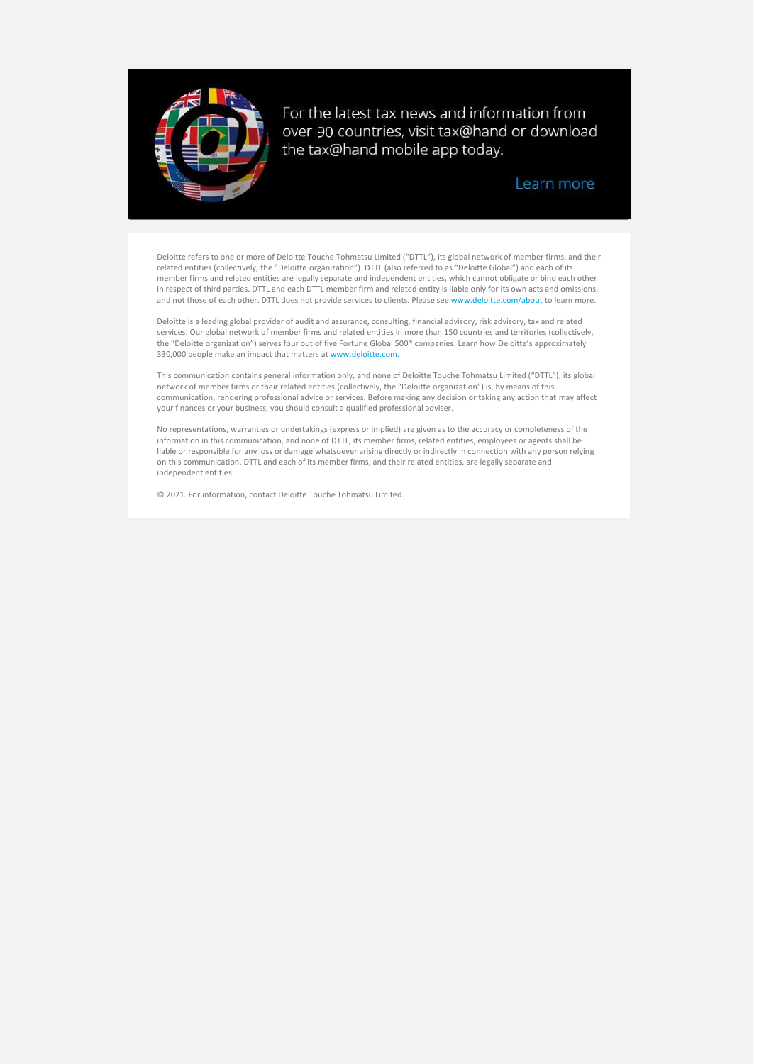For the latest tax news and information from over 90 countries, visit tax@hand or download the tax@hand mobile app today.

Learn more

Deloitte refers to one or more of Deloitte Touche Tohmatsu Limited ("DTTL"), its global network of member firms, and their related entities (collectively, the "Deloitte organization"). DTTL (also referred to as "Deloitte Global") and each of its member firms and related entities are legally separate and independent entities, which cannot obligate or bind each other in respect of third parties. DTTL and each DTTL member firm and related entity is liable only for its own acts and omissions, and not those of each other. DTTL does not provide services to clients. Please see www.deloitte.com/about to learn more.

Deloitte is a leading global provider of audit and assurance, consulting, financial advisory, risk advisory, tax and related services. Our global network of member firms and related entities in more than 150 countries and territories (collectively, the "Deloitte organization") serves four out of five Fortune Global 500® companies. Learn how Deloitte's approximately 330,000 people make an impact that matters at www.deloitte.com.

This communication contains general information only, and none of Deloitte Touche Tohmatsu Limited ("DTTL"), its global network of member firms or their related entities (collectively, the "Deloitte organization") is, by means of this communication, rendering professional advice or services. Before making any decision or taking any action that may affect your finances or your business, you should consult a qualified professional adviser.

No representations, warranties or undertakings (express or implied) are given as to the accuracy or completeness of the information in this communication, and none of DTTL, its member firms, related entities, employees or agents shall be liable or responsible for any loss or damage whatsoever arising directly or indirectly in connection with any person relying on this communication. DTTL and each of its member firms, and their related entities, are legally separate and independent entities.

© 2021. For information, contact Deloitte Touche Tohmatsu Limited.